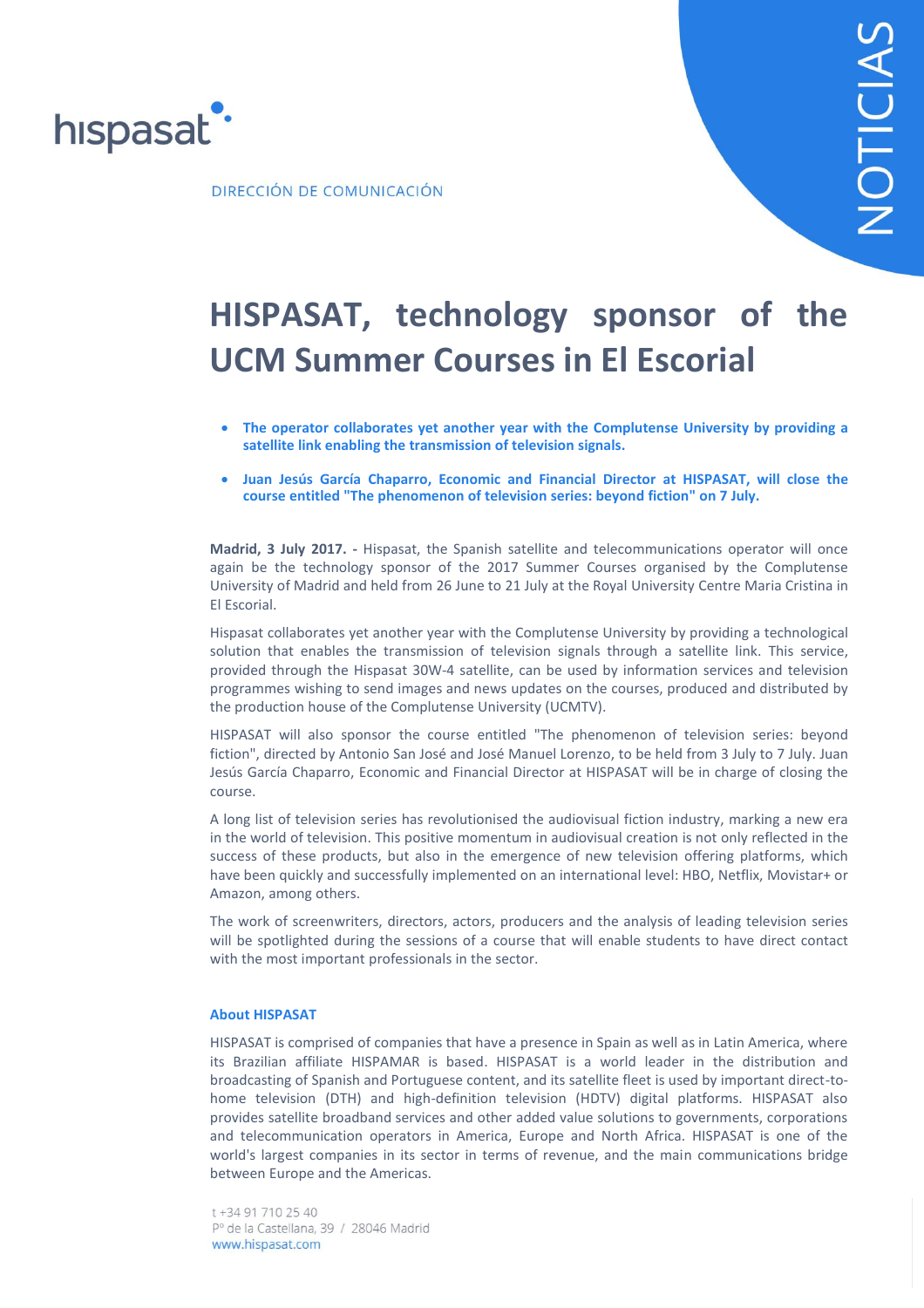hispasat

DIRECCIÓN DE COMUNICACIÓN

NOTICIAS

# HISPASAT, technology sponsor of the UCM Summer Courses in El Escorial

- **The operator collaborates yet another year with the Complutense University by providing a satellite link enabling the transmission of television signals.**
- **Juan Jesús García Chaparro, Economic and Financial Director at HISPASAT, will close the course entitled "The phenomenon of television series: beyond fiction" on 7 July.**

**Madrid, 3 July 2017. -** Hispasat, the Spanish satellite and telecommunications operator will once again be the technology sponsor of the 2017 Summer Courses organised by the Complutense University of Madrid and held from 26 June to 21 July at the Royal University Centre Maria Cristina in El Escorial.

Hispasat collaborates yet another year with the Complutense University by providing a technological solution that enables the transmission of television signals through a satellite link. This service, provided through the Hispasat 30W-4 satellite, can be used by information services and television programmes wishing to send images and news updates on the courses, produced and distributed by the production house of the Complutense University (UCMTV).

HISPASAT will also sponsor the course entitled "The phenomenon of television series: beyond fiction", directed by Antonio San José and José Manuel Lorenzo, to be held from 3 July to 7 July. Juan Jesús García Chaparro, Economic and Financial Director at HISPASAT will be in charge of closing the course.

A long list of television series has revolutionised the audiovisual fiction industry, marking a new era in the world of television. This positive momentum in audiovisual creation is not only reflected in the success of these products, but also in the emergence of new television offering platforms, which have been quickly and successfully implemented on an international level: HBO, Netflix, Movistar+ or Amazon, among others.

The work of screenwriters, directors, actors, producers and the analysis of leading television series will be spotlighted during the sessions of a course that will enable students to have direct contact with the most important professionals in the sector.

### About HISPASAT

HISPASAT is comprised of companies that have a presence in Spain as well as in Latin America, where its Brazilian affiliate HISPAMAR is based. HISPASAT is a world leader in the distribution and broadcasting of Spanish and Portuguese content, and its satellite fleet is used by important direct-to-home television (DTH) and high-definition television (HDTV) digital platforms. HISPASAT also provides satellite broadband services and other added value solutions to governments, corporations and telecommunication operators in America, Europe and North Africa. HISPASAT is one of the world's largest companies in its sector in terms of revenue, and the main communications bridge between Europe and the Americas.

t +34 91 710 25 40
Pº de la Castellana, 39 / 28046 Madrid
www.hispasat.com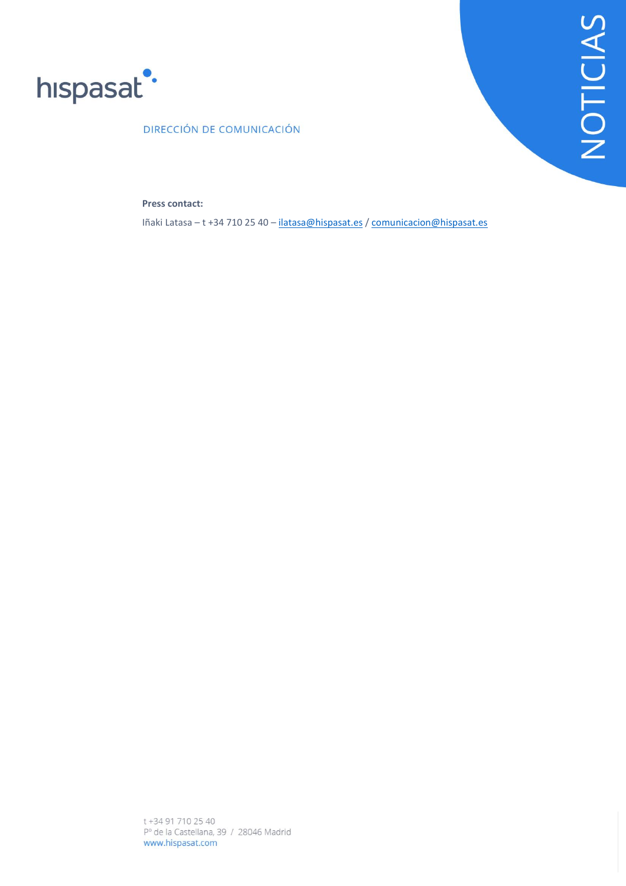**Press contact:**

Iñaki Latasa – t +34 710 25 40 – ilatasa@hispasat.es / comunicacion@hispasat.es